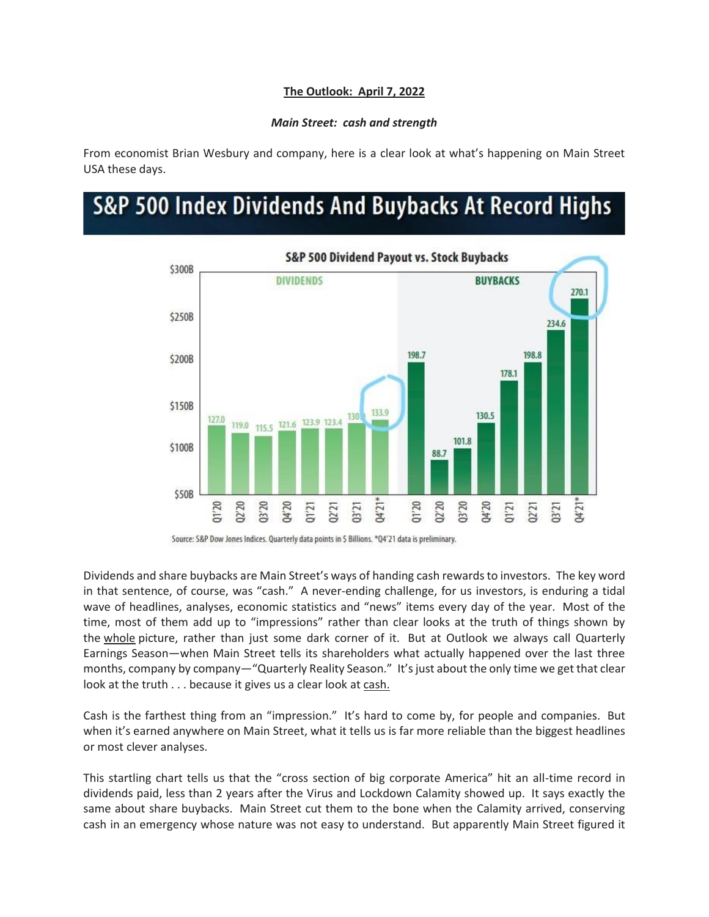**The Outlook: April 7, 2022**

***Main Street: cash and strength***

From economist Brian Wesbury and company, here is a clear look at what's happening on Main Street USA these days.

# S&P 500 Index Dividends And Buybacks At Record Highs

**S&P 500 Dividend Payout vs. Stock Buybacks**

| Quarter | Dividends ($B) | Buybacks ($B) |
|---|---|---|
| Q1'20 | 127.0 | 198.7 |
| Q2'20 | 119.0 | 88.7 |
| Q3'20 | 115.5 | 101.8 |
| Q4'20 | 121.6 | 130.5 |
| Q1'21 | 123.9 | 178.1 |
| Q2'21 | 123.4 | 198.8 |
| Q3'21 | 130 | 234.6 |
| Q4'21* | 133.9 | 270.1 |

Source: S&P Dow Jones Indices. Quarterly data points in $ Billions. *Q4'21 data is preliminary.

Dividends and share buybacks are Main Street's ways of handing cash rewards to investors. The key word in that sentence, of course, was "cash." A never-ending challenge, for us investors, is enduring a tidal wave of headlines, analyses, economic statistics and "news" items every day of the year. Most of the time, most of them add up to "impressions" rather than clear looks at the truth of things shown by the whole picture, rather than just some dark corner of it. But at Outlook we always call Quarterly Earnings Season—when Main Street tells its shareholders what actually happened over the last three months, company by company—"Quarterly Reality Season." It's just about the only time we get that clear look at the truth . . . because it gives us a clear look at cash.

Cash is the farthest thing from an "impression." It's hard to come by, for people and companies. But when it's earned anywhere on Main Street, what it tells us is far more reliable than the biggest headlines or most clever analyses.

This startling chart tells us that the "cross section of big corporate America" hit an all-time record in dividends paid, less than 2 years after the Virus and Lockdown Calamity showed up. It says exactly the same about share buybacks. Main Street cut them to the bone when the Calamity arrived, conserving cash in an emergency whose nature was not easy to understand. But apparently Main Street figured it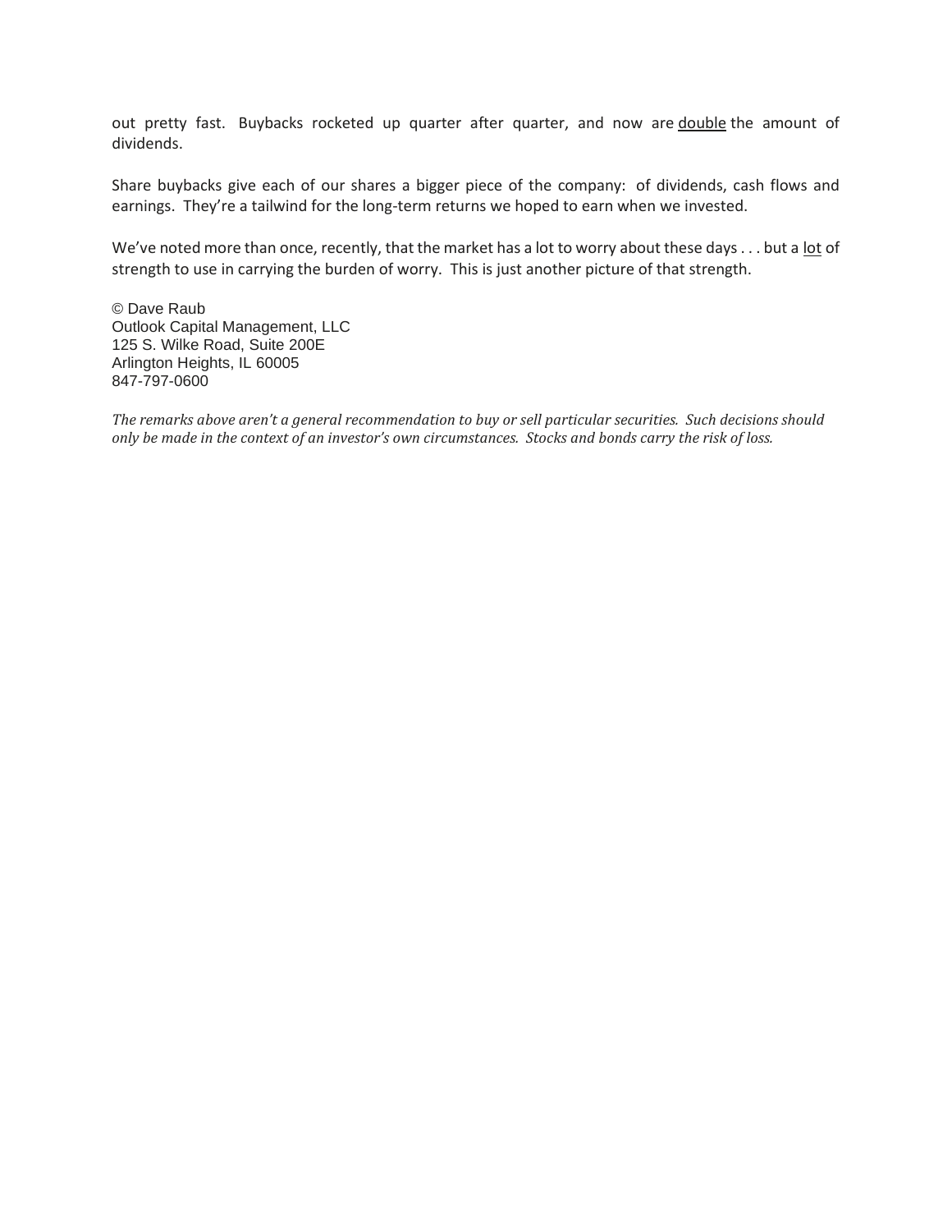out pretty fast. Buybacks rocketed up quarter after quarter, and now are <u>double</u> the amount of dividends.

Share buybacks give each of our shares a bigger piece of the company: of dividends, cash flows and earnings. They're a tailwind for the long-term returns we hoped to earn when we invested.

We've noted more than once, recently, that the market has a lot to worry about these days . . . but a <u>lot</u> of strength to use in carrying the burden of worry. This is just another picture of that strength.

© Dave Raub
Outlook Capital Management, LLC
125 S. Wilke Road, Suite 200E
Arlington Heights, IL 60005
847-797-0600

*The remarks above aren't a general recommendation to buy or sell particular securities. Such decisions should only be made in the context of an investor's own circumstances. Stocks and bonds carry the risk of loss.*